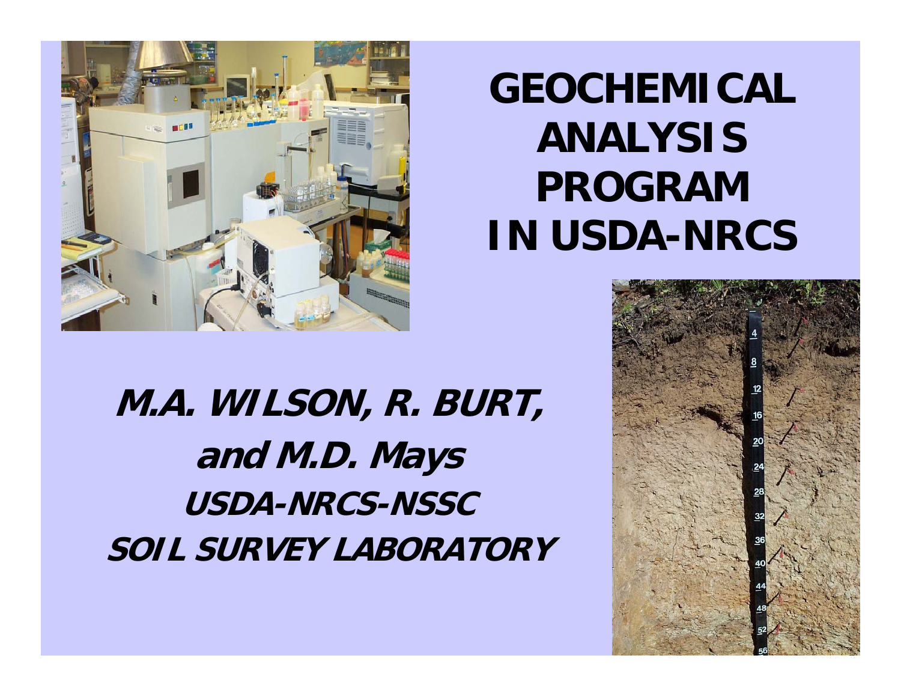# GEOCHEMICAL ANALYSIS PROGRAM IN USDA-NRCS

***M.A. WILSON, R. BURT, and M.D. Mays***

***USDA-NRCS-NSSC***

***SOIL SURVEY LABORATORY***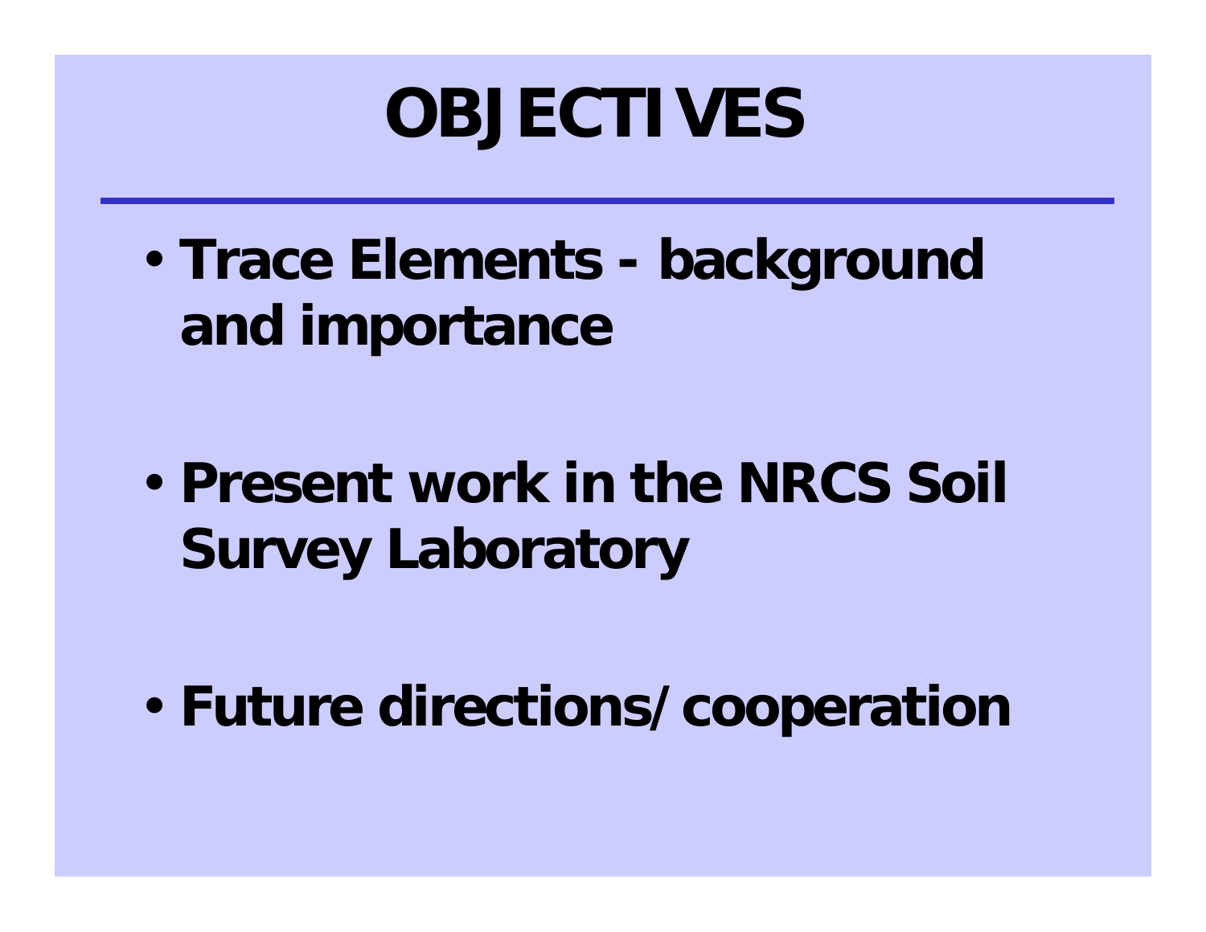# OBJECTIVES

- **Trace Elements - background and importance**
- **Present work in the NRCS Soil Survey Laboratory**
- **Future directions/cooperation**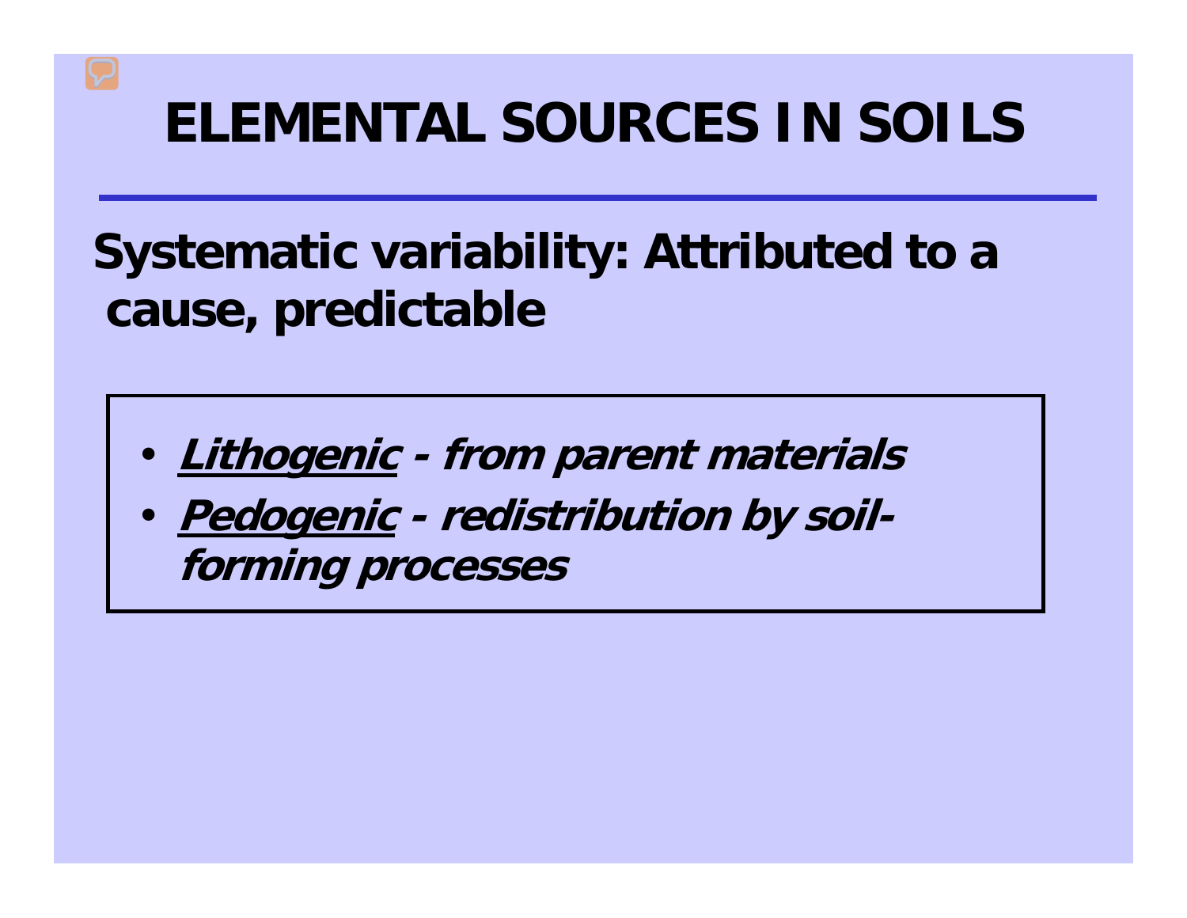# ELEMENTAL SOURCES IN SOILS

**Systematic variability: Attributed to a cause, predictable**

- ***Lithogenic*** ***- from parent materials***
- ***Pedogenic*** ***- redistribution by soil-forming processes***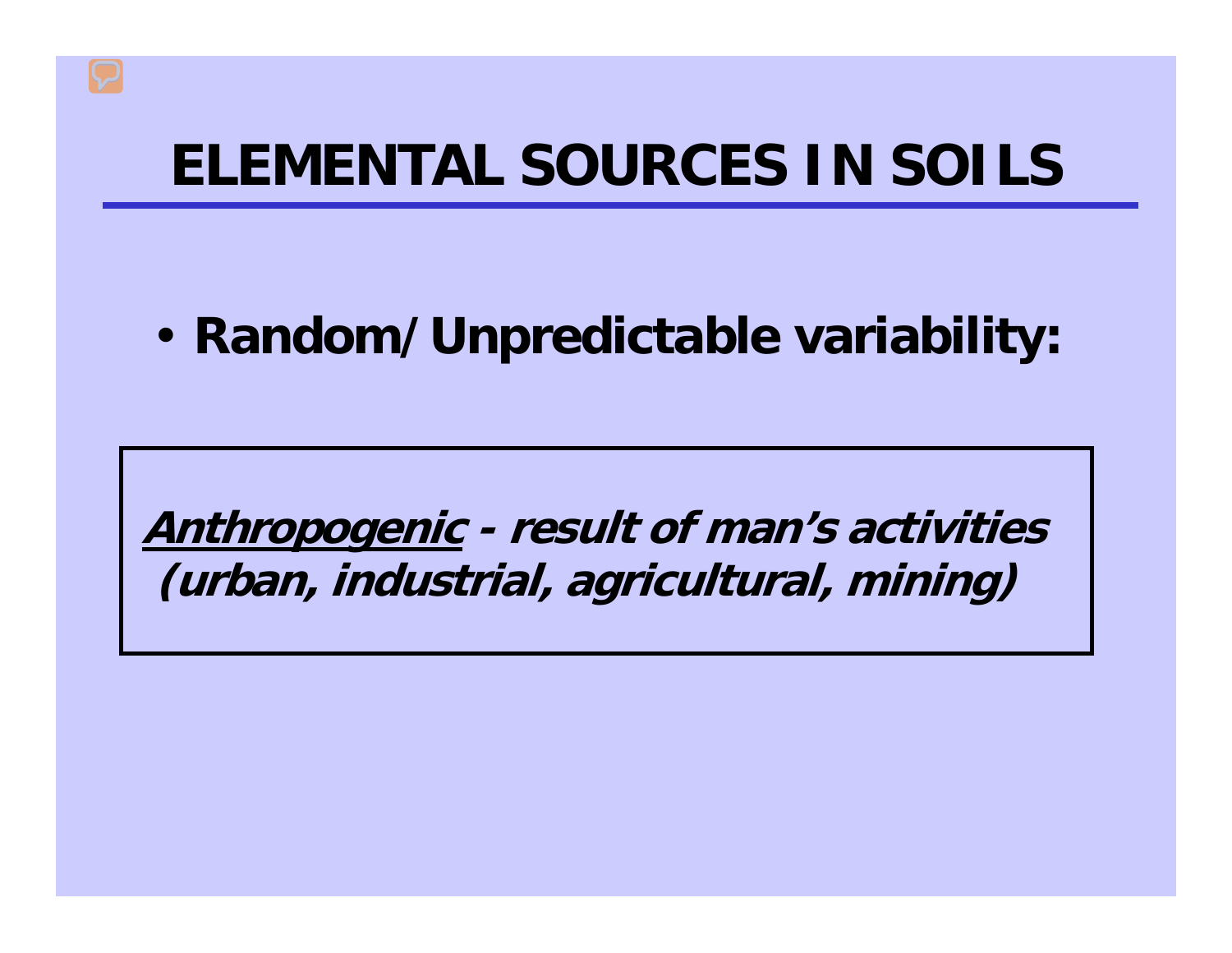# ELEMENTAL SOURCES IN SOILS

- **Random/Unpredictable variability:**

***Anthropogenic*** ***- result of man's activities (urban, industrial, agricultural, mining)***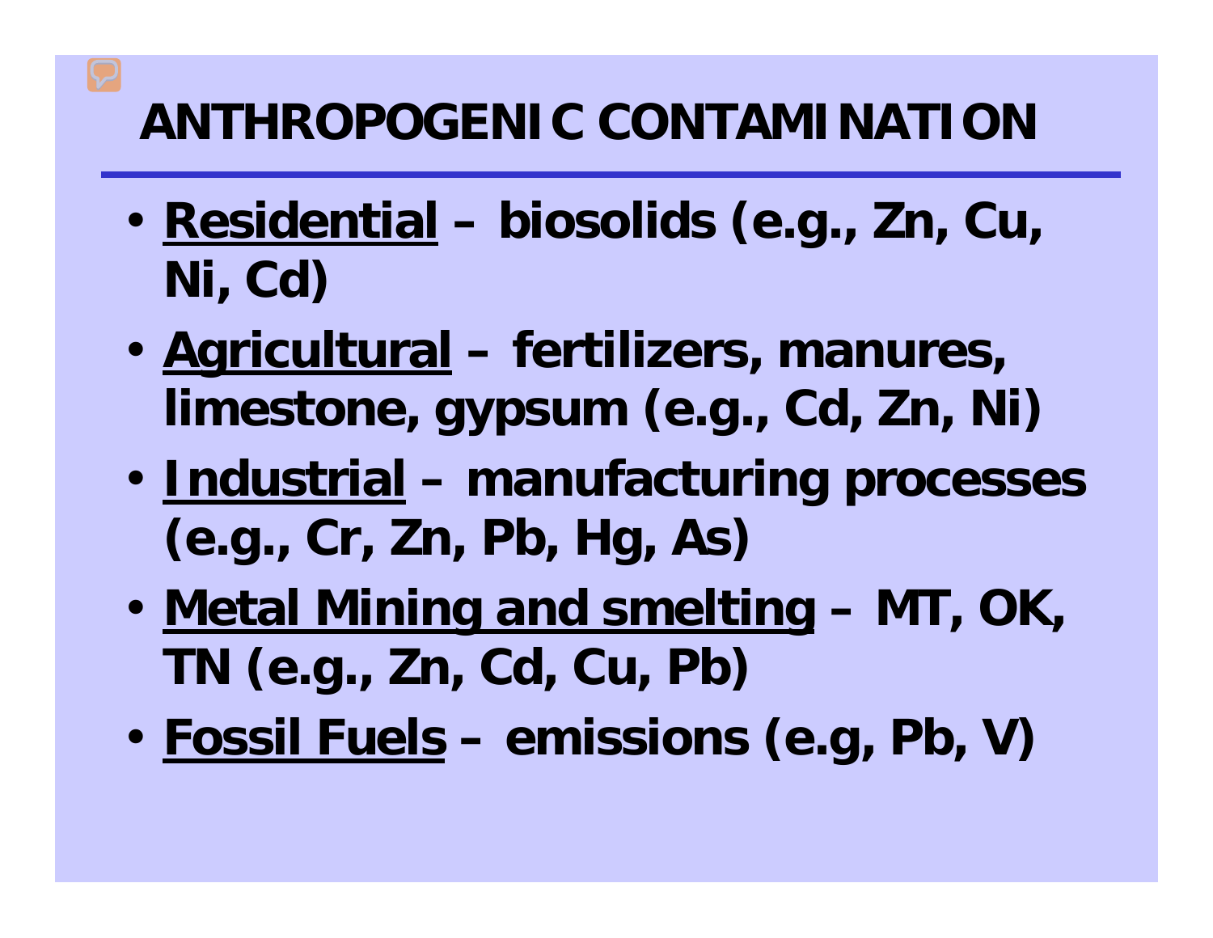# ANTHROPOGENIC CONTAMINATION

- **Residential – biosolids (e.g., Zn, Cu, Ni, Cd)**
- **Agricultural – fertilizers, manures, limestone, gypsum (e.g., Cd, Zn, Ni)**
- **Industrial – manufacturing processes (e.g., Cr, Zn, Pb, Hg, As)**
- **Metal Mining and smelting – MT, OK, TN (e.g., Zn, Cd, Cu, Pb)**
- **Fossil Fuels – emissions (e.g, Pb, V)**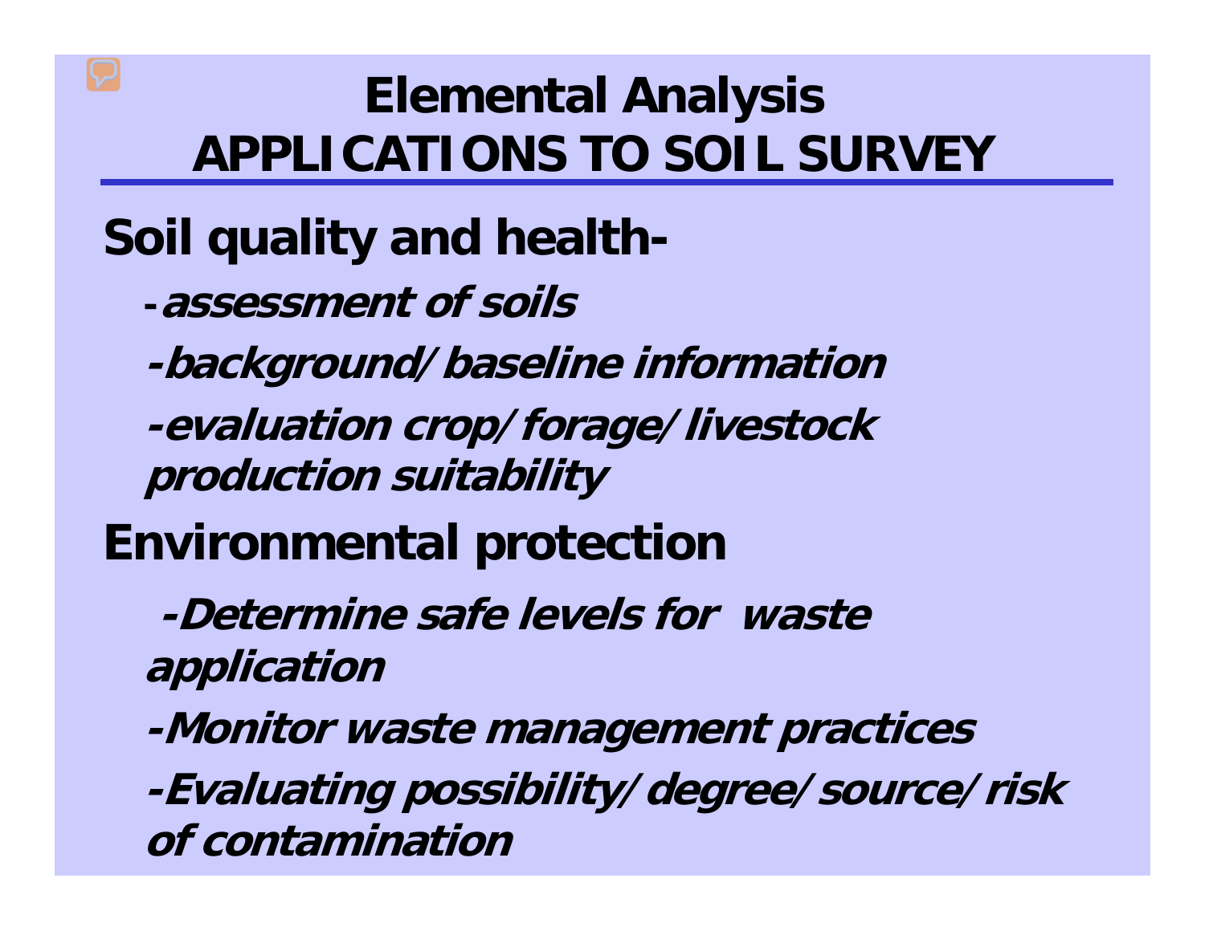# Elemental Analysis APPLICATIONS TO SOIL SURVEY

## Soil quality and health-

- ***assessment of soils***
- ***background/baseline information***
- ***evaluation crop/forage/livestock production suitability***

## Environmental protection

- ***Determine safe levels for waste application***
- ***Monitor waste management practices***
- ***Evaluating possibility/degree/source/risk of contamination***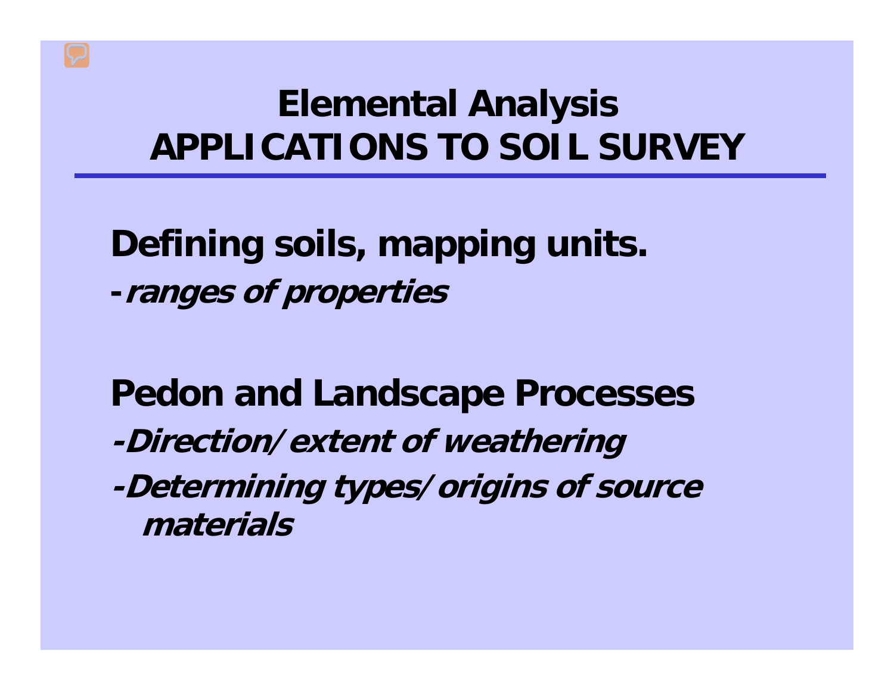# Elemental Analysis
# APPLICATIONS TO SOIL SURVEY

**Defining soils, mapping units.**

***-ranges of properties***

**Pedon and Landscape Processes**

***-Direction/extent of weathering***

***-Determining types/origins of source materials***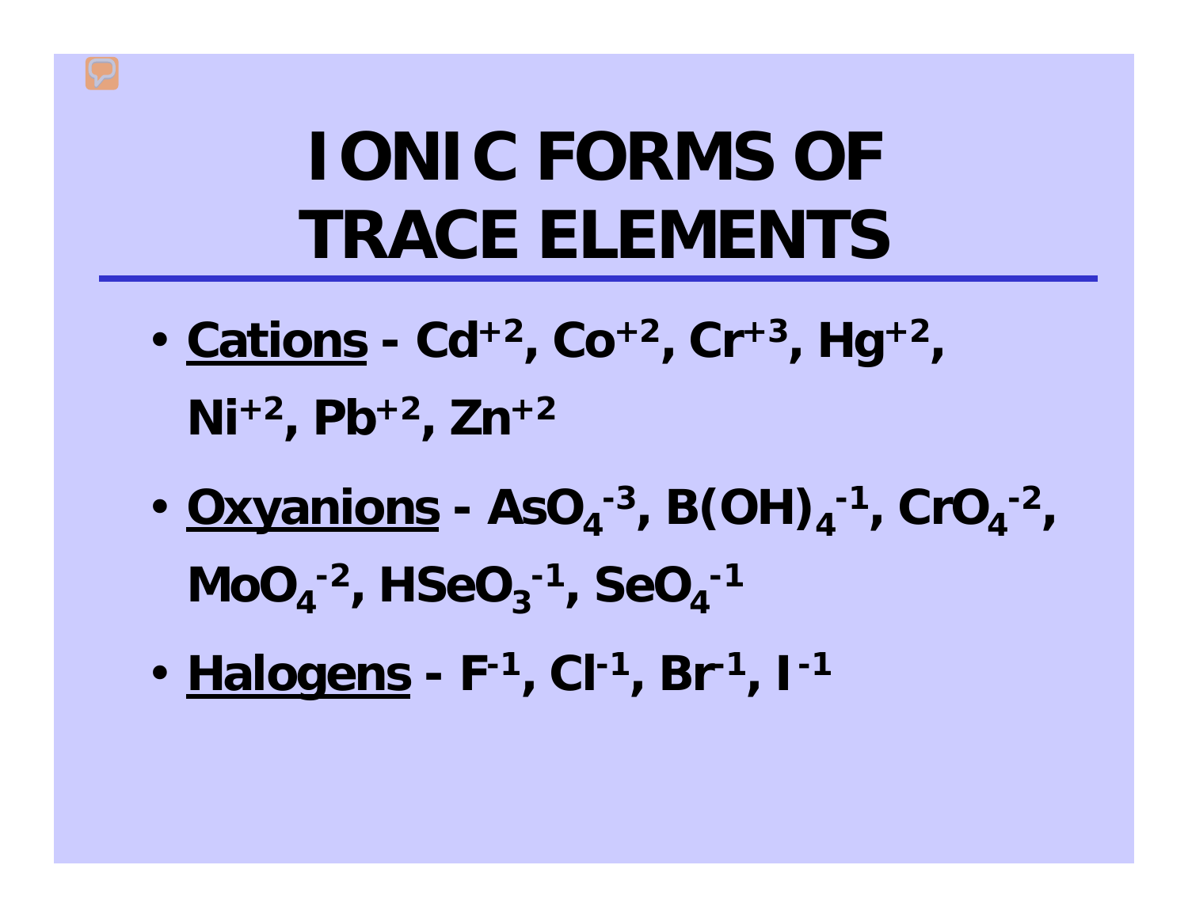# IONIC FORMS OF TRACE ELEMENTS

- **Cations** - $Cd^{+2}$, $Co^{+2}$, $Cr^{+3}$, $Hg^{+2}$, $Ni^{+2}$, $Pb^{+2}$, $Zn^{+2}$
- **Oxyanions** - $AsO_4^{-3}$, $B(OH)_4^{-1}$, $CrO_4^{-2}$, $MoO_4^{-2}$, $HSeO_3^{-1}$, $SeO_4^{-1}$
- **Halogens** - $F^{-1}$, $Cl^{-1}$, $Br^{-1}$, $I^{-1}$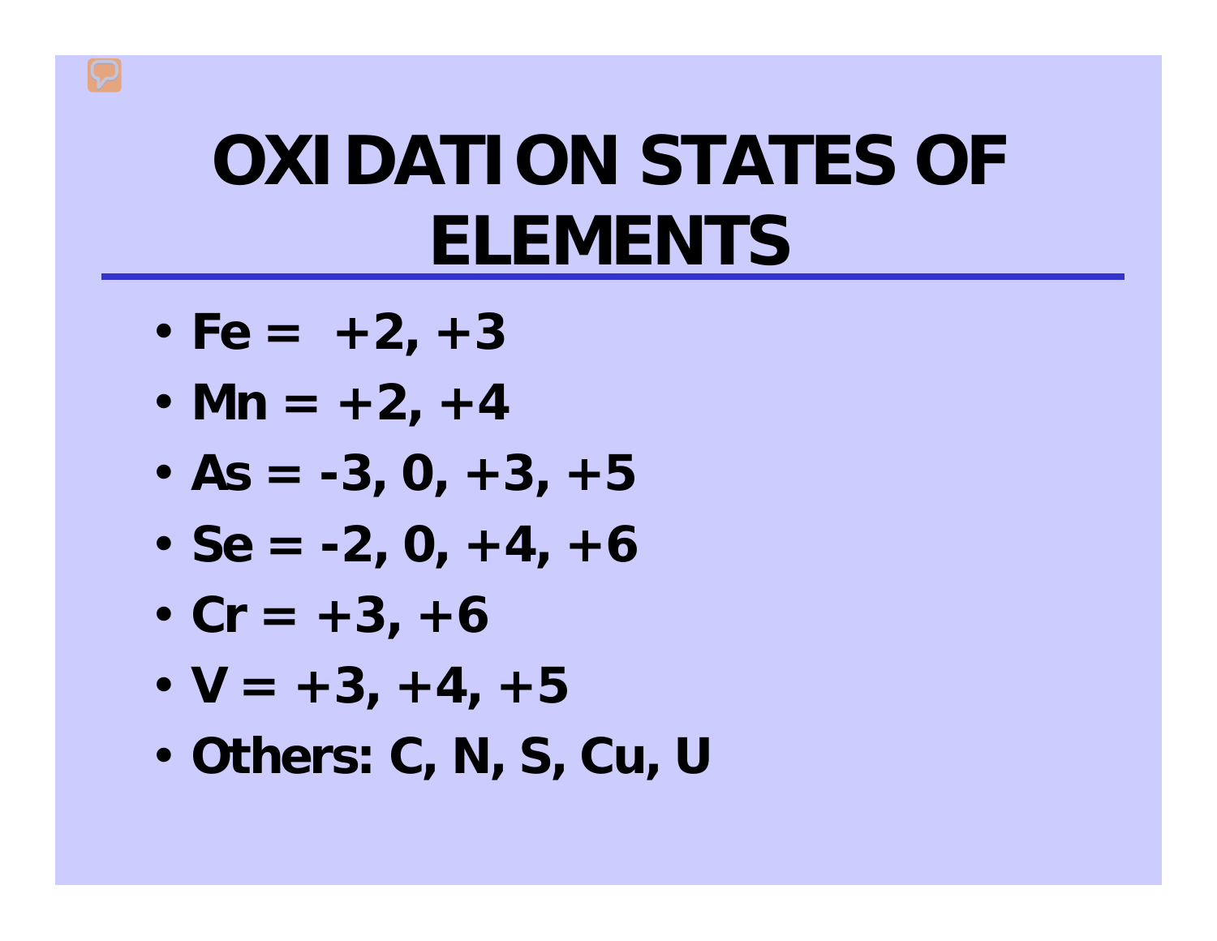# OXIDATION STATES OF ELEMENTS

- **Fe = +2, +3**
- **Mn = +2, +4**
- **As = -3, 0, +3, +5**
- **Se = -2, 0, +4, +6**
- **Cr = +3, +6**
- **V = +3, +4, +5**
- **Others: C, N, S, Cu, U**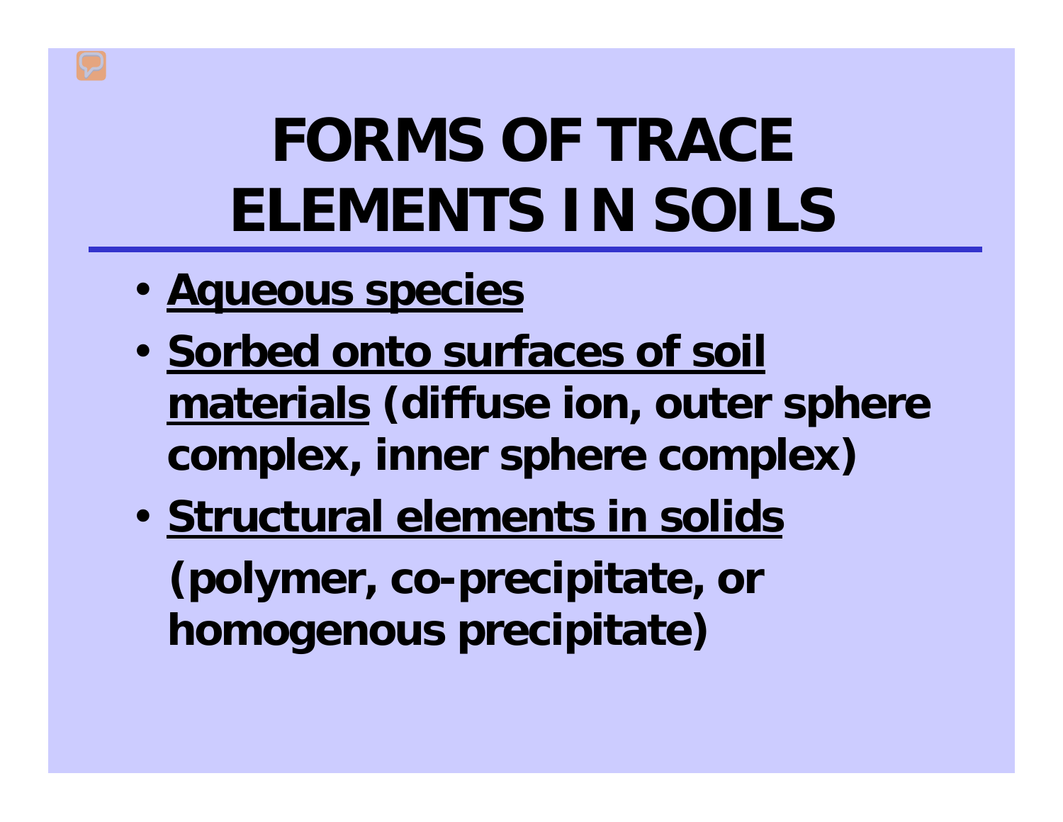# FORMS OF TRACE ELEMENTS IN SOILS

- **Aqueous species**
- **Sorbed onto surfaces of soil materials (diffuse ion, outer sphere complex, inner sphere complex)**
- **Structural elements in solids (polymer, co-precipitate, or homogenous precipitate)**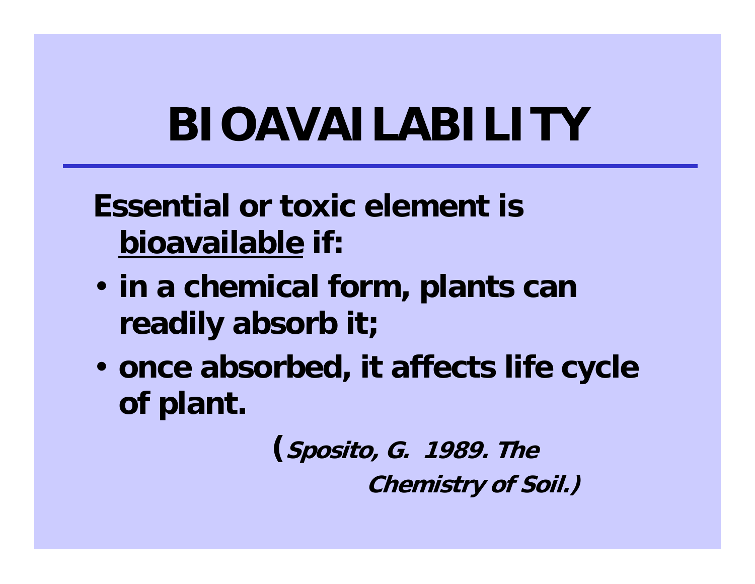# BIOAVAILABILITY

**Essential or toxic element is <u>bioavailable</u> if:**

- **in a chemical form, plants can readily absorb it;**
- **once absorbed, it affects life cycle of plant.**

(***Sposito, G. 1989. The Chemistry of Soil.***)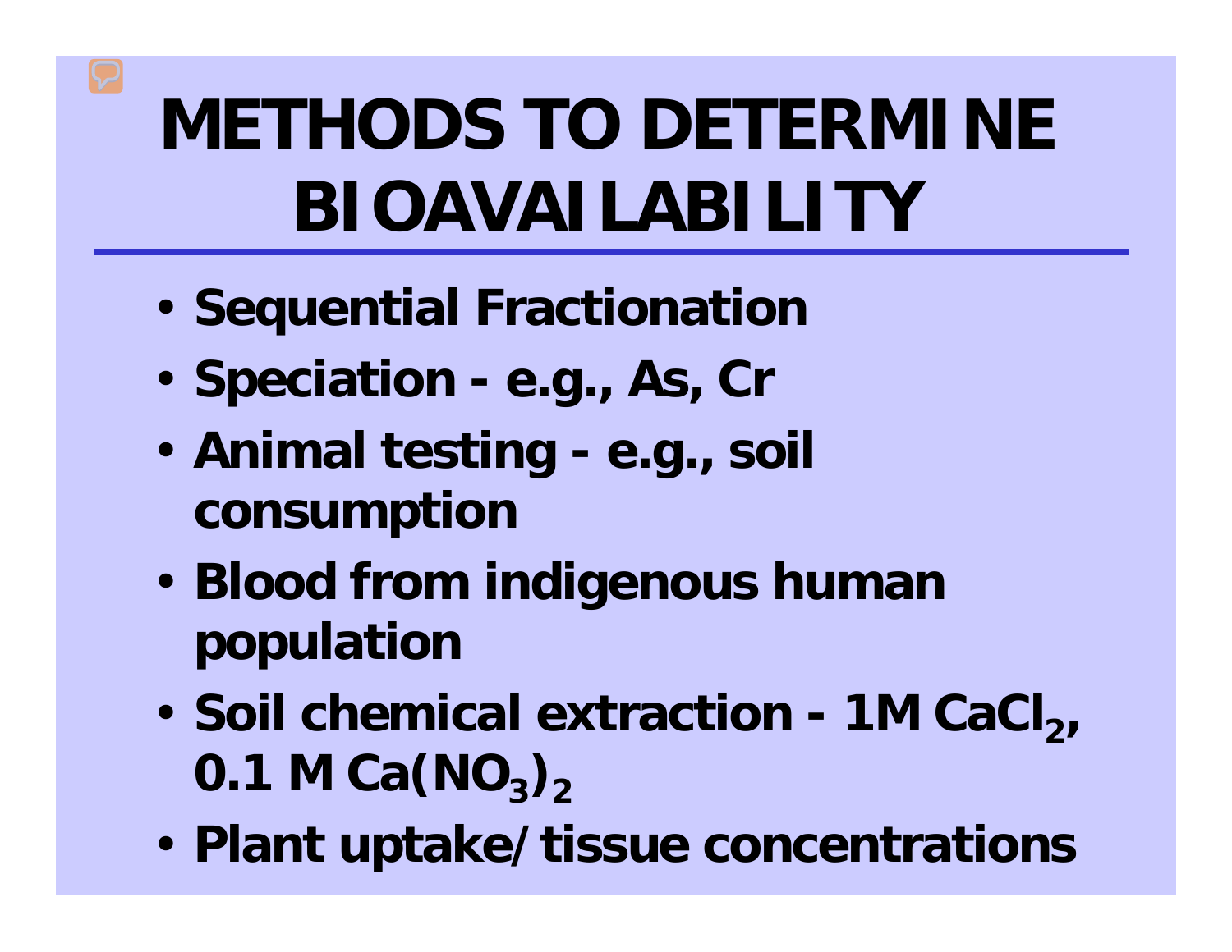# METHODS TO DETERMINE BIOAVAILABILITY

- Sequential Fractionation
- Speciation - e.g., As, Cr
- Animal testing - e.g., soil consumption
- Blood from indigenous human population
- Soil chemical extraction - 1M $CaCl_2$, 0.1 M $Ca(NO_3)_2$
- Plant uptake/tissue concentrations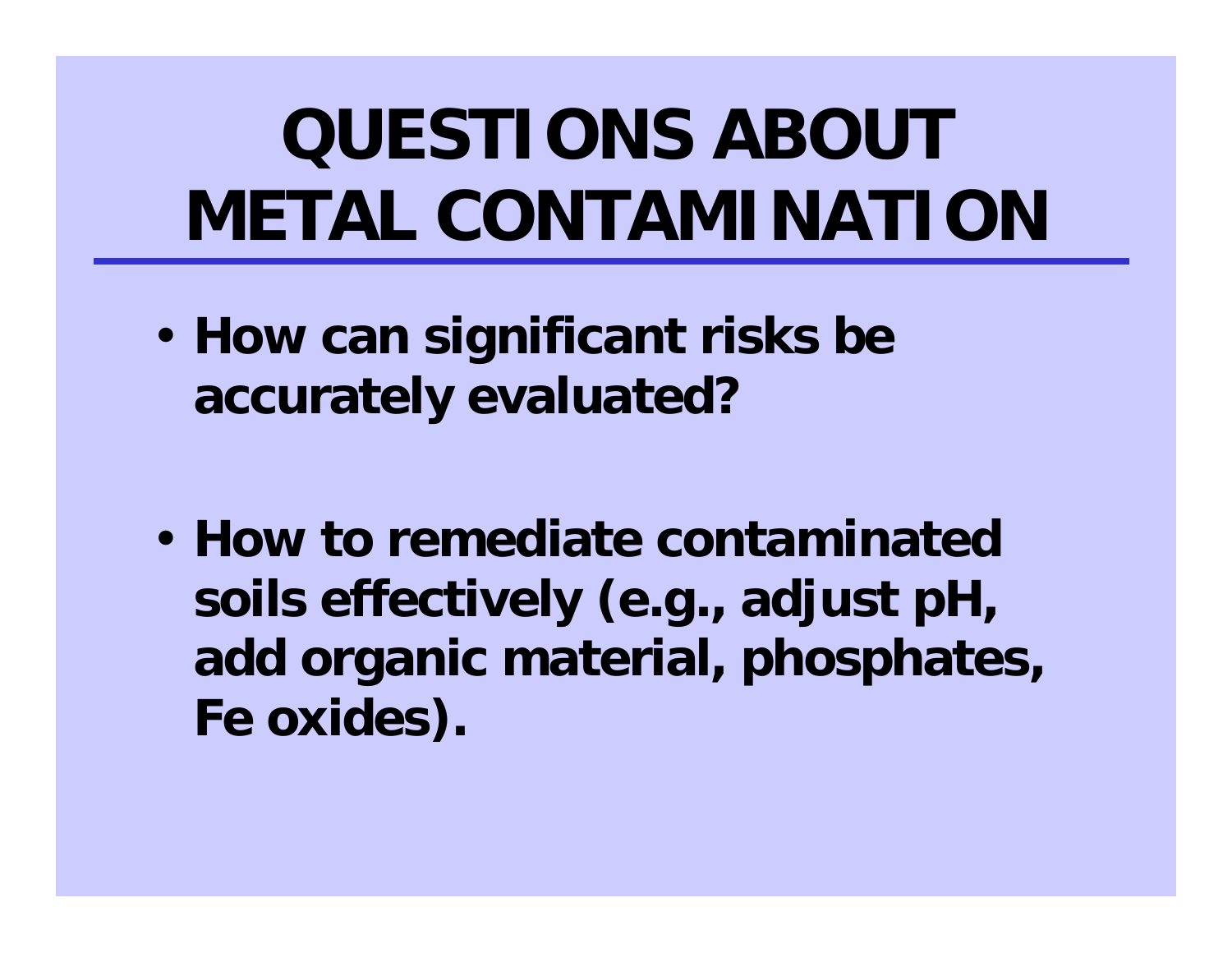# QUESTIONS ABOUT METAL CONTAMINATION

- **How can significant risks be accurately evaluated?**
- **How to remediate contaminated soils effectively (e.g., adjust pH, add organic material, phosphates, Fe oxides).**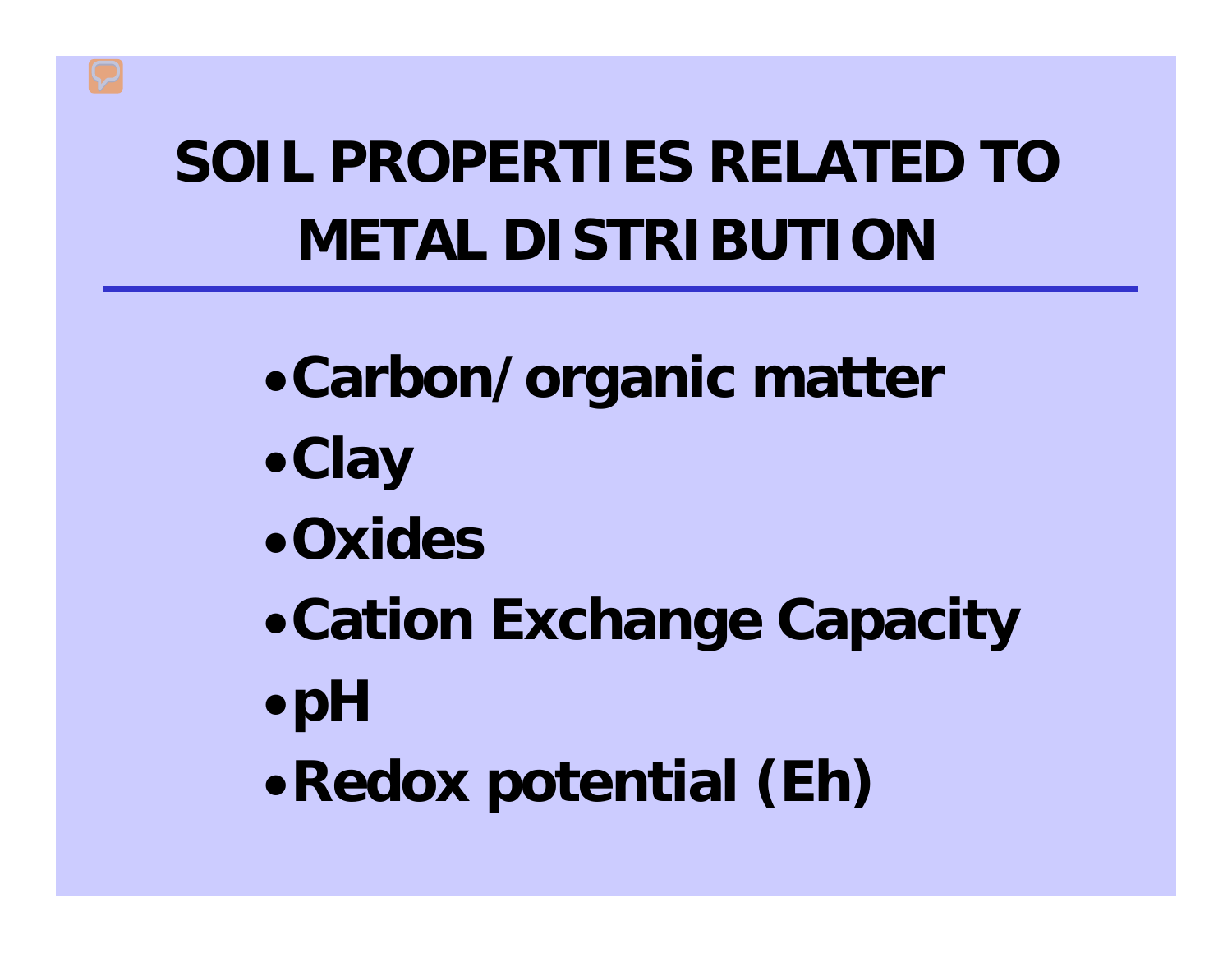# SOIL PROPERTIES RELATED TO METAL DISTRIBUTION

- Carbon/organic matter
- Clay
- Oxides
- Cation Exchange Capacity
- pH
- Redox potential (Eh)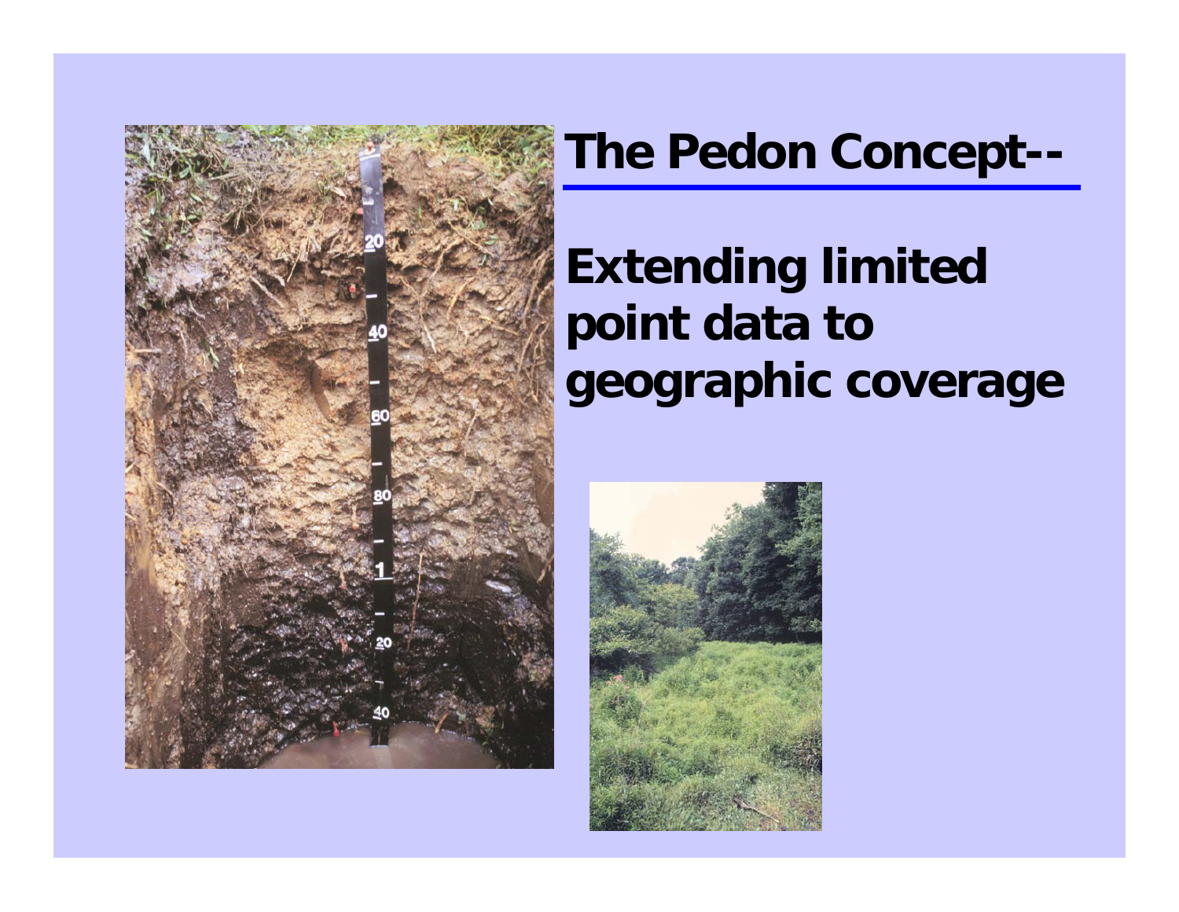# The Pedon Concept--

## Extending limited point data to geographic coverage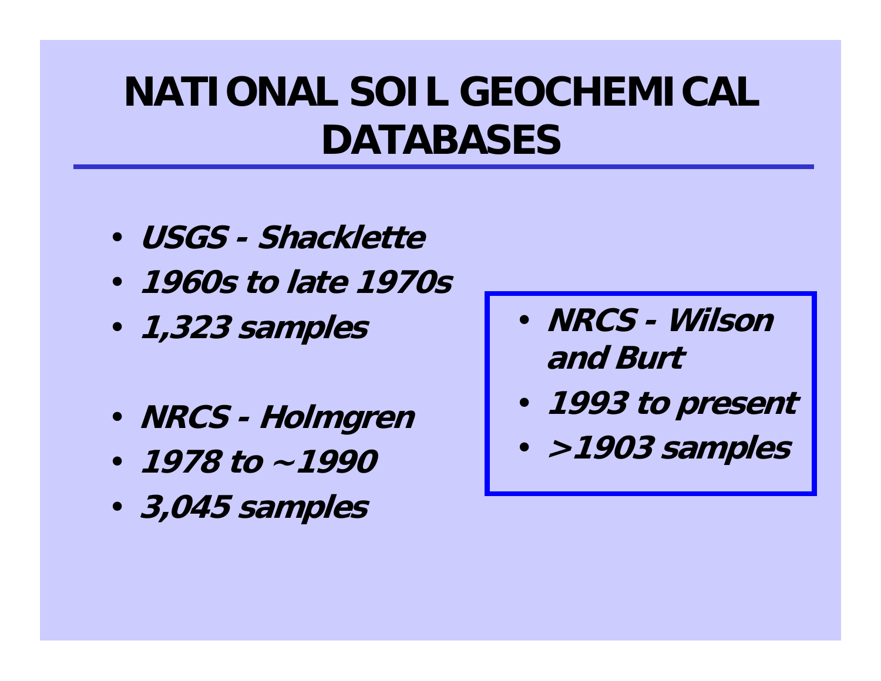# NATIONAL SOIL GEOCHEMICAL DATABASES

- ***USGS - Shacklette***
- ***1960s to late 1970s***
- ***1,323 samples***

- ***NRCS - Holmgren***
- ***1978 to ~1990***
- ***3,045 samples***

- ***NRCS - Wilson and Burt***
- ***1993 to present***
- ***>1903 samples***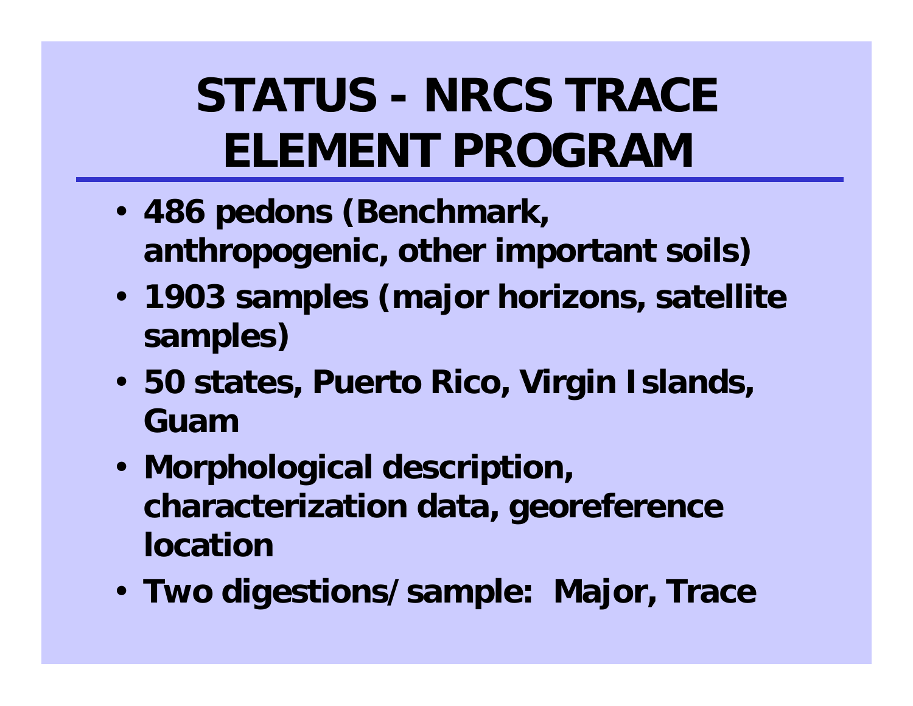# STATUS - NRCS TRACE ELEMENT PROGRAM

- 486 pedons (Benchmark, anthropogenic, other important soils)
- 1903 samples (major horizons, satellite samples)
- 50 states, Puerto Rico, Virgin Islands, Guam
- Morphological description, characterization data, georeference location
- Two digestions/sample: Major, Trace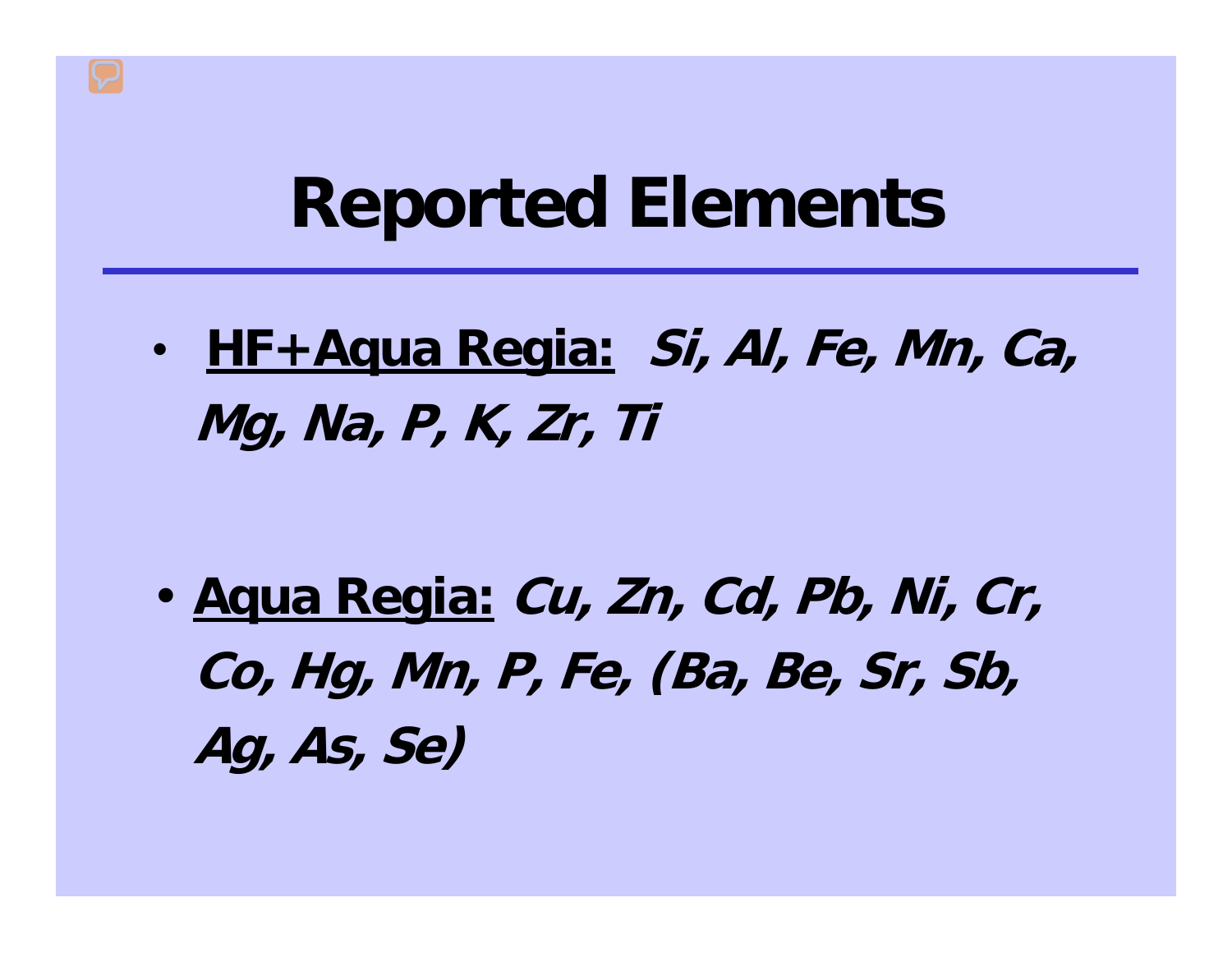# Reported Elements

- **HF+Aqua Regia:** ***Si, Al, Fe, Mn, Ca, Mg, Na, P, K, Zr, Ti***

- **Aqua Regia:** ***Cu, Zn, Cd, Pb, Ni, Cr, Co, Hg, Mn, P, Fe, (Ba, Be, Sr, Sb, Ag, As, Se)***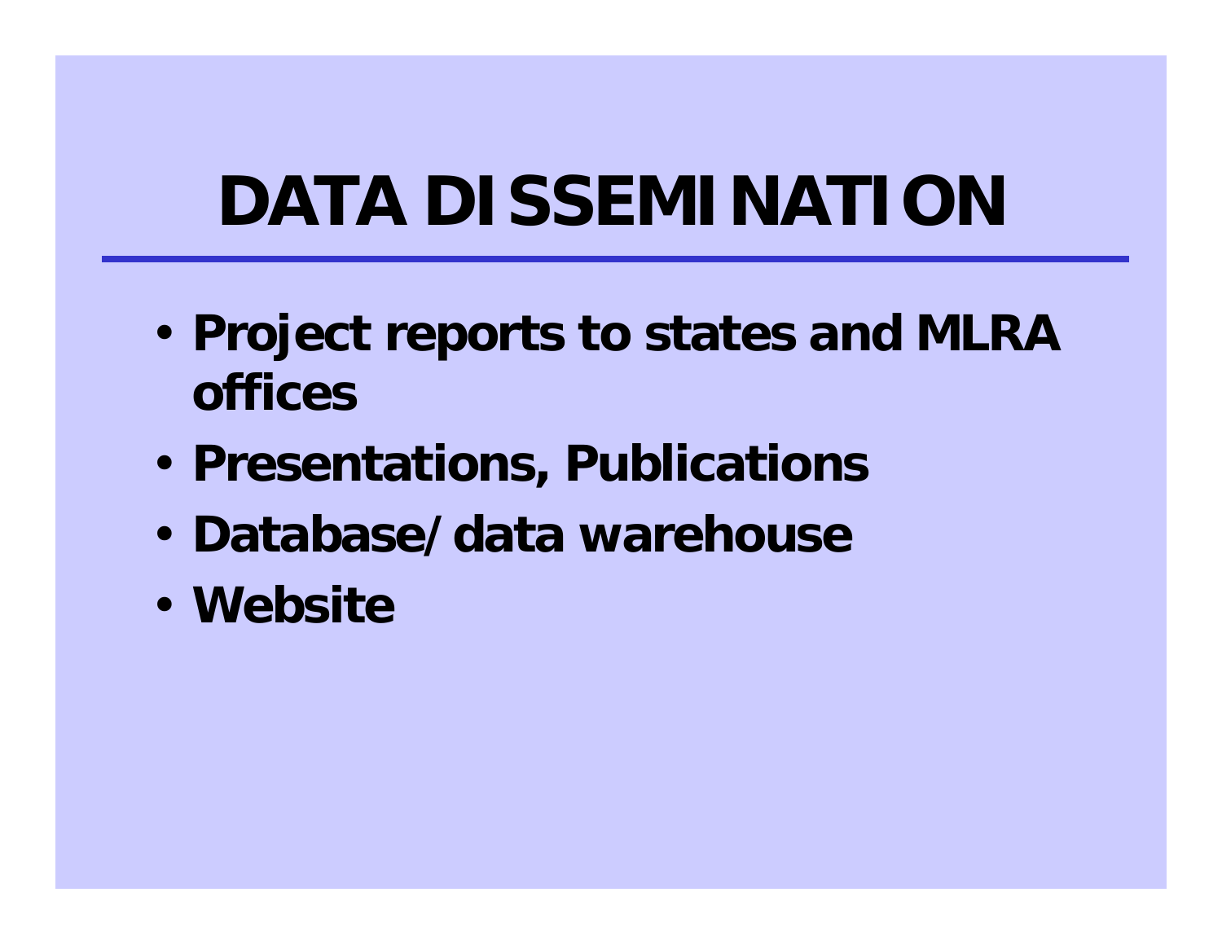# DATA DISSEMINATION

- **Project reports to states and MLRA offices**
- **Presentations, Publications**
- **Database/data warehouse**
- **Website**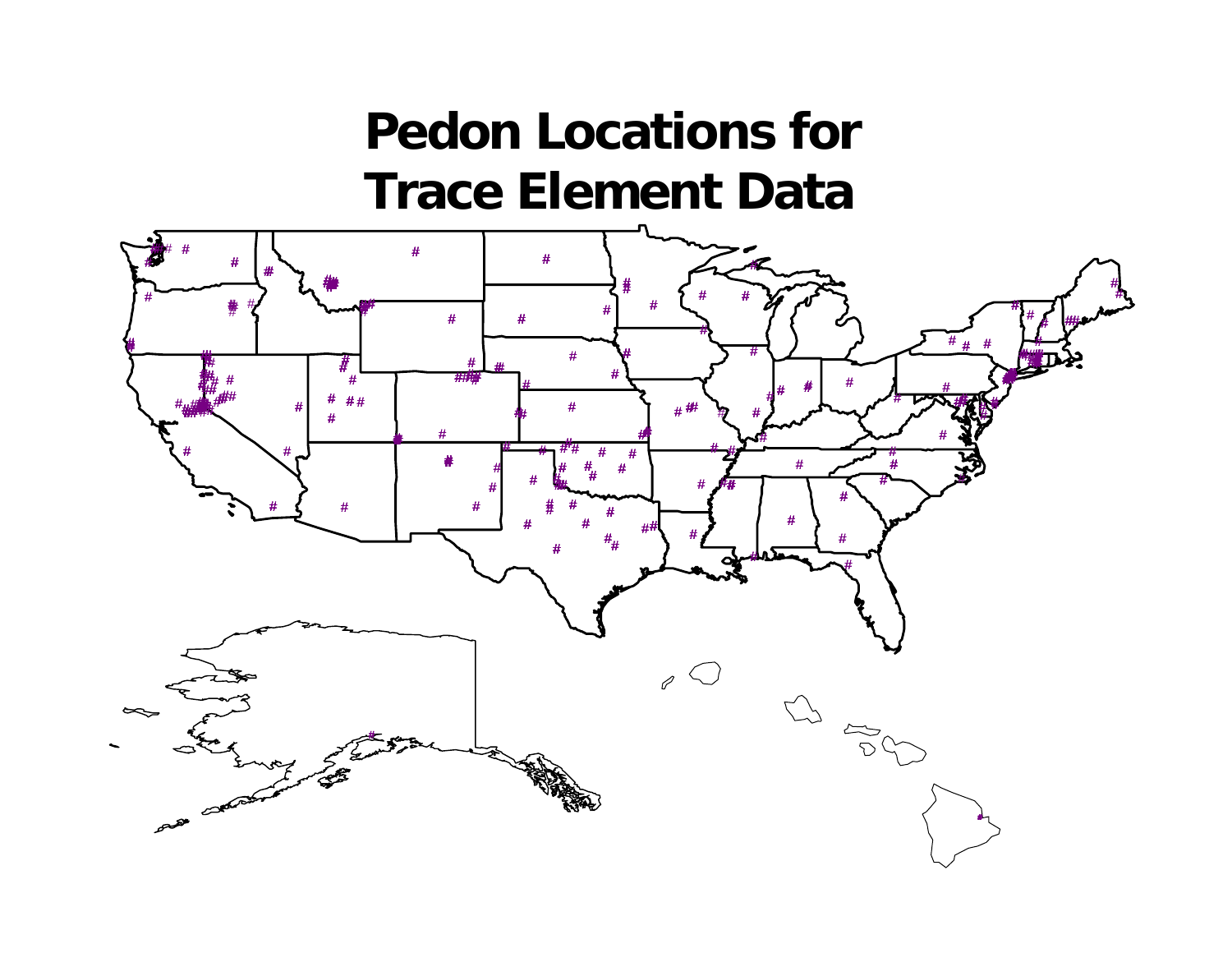# Pedon Locations for Trace Element Data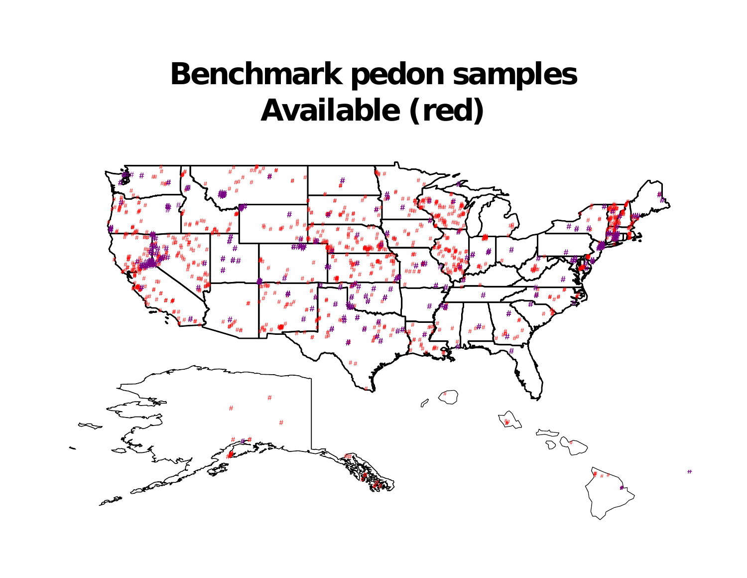# Benchmark pedon samples Available (red)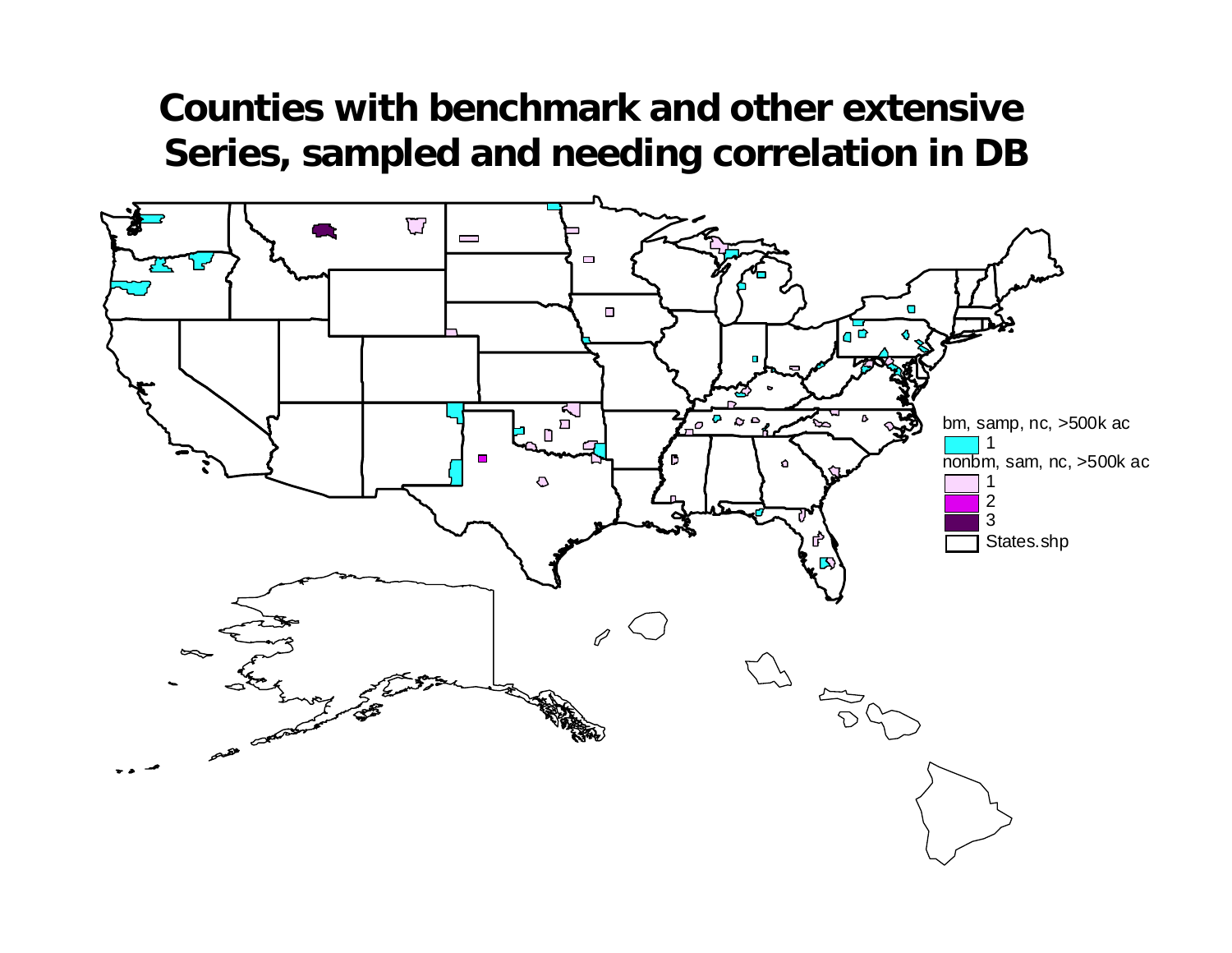# Counties with benchmark and other extensive Series, sampled and needing correlation in DB

bm, samp, nc, >500k ac
- 1

nonbm, sam, nc, >500k ac
- 1
- 2
- 3

States.shp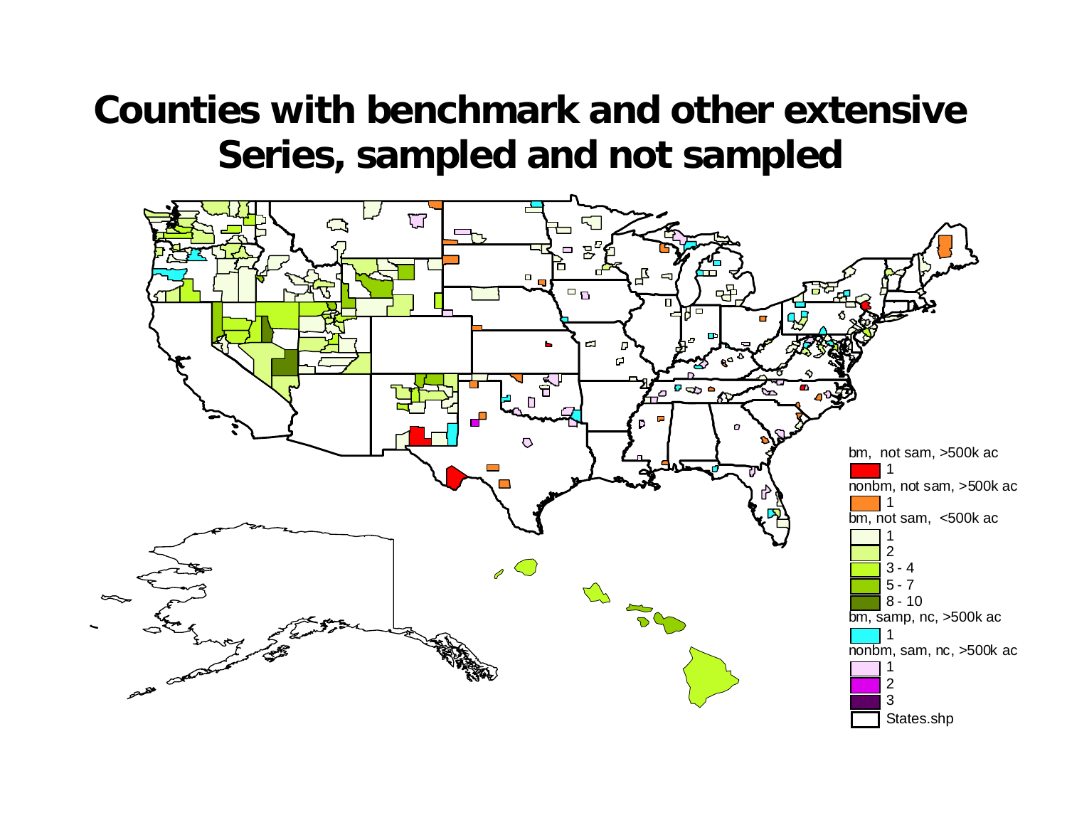# Counties with benchmark and other extensive Series, sampled and not sampled

bm, not sam, >500k ac
- 1

nonbm, not sam, >500k ac
- 1

bm, not sam, <500k ac
- 1
- 2
- 3 - 4
- 5 - 7
- 8 - 10

bm, samp, nc, >500k ac
- 1

nonbm, sam, nc, >500k ac
- 1
- 2
- 3

States.shp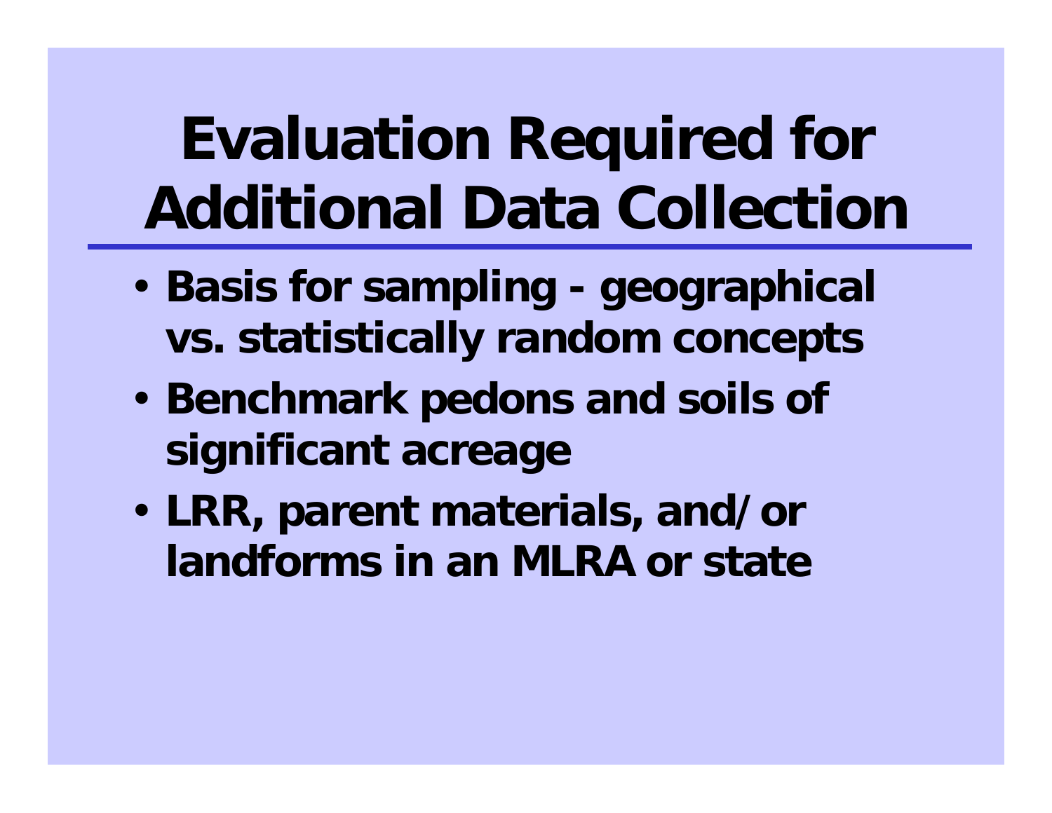# Evaluation Required for Additional Data Collection

- Basis for sampling - geographical vs. statistically random concepts
- Benchmark pedons and soils of significant acreage
- LRR, parent materials, and/or landforms in an MLRA or state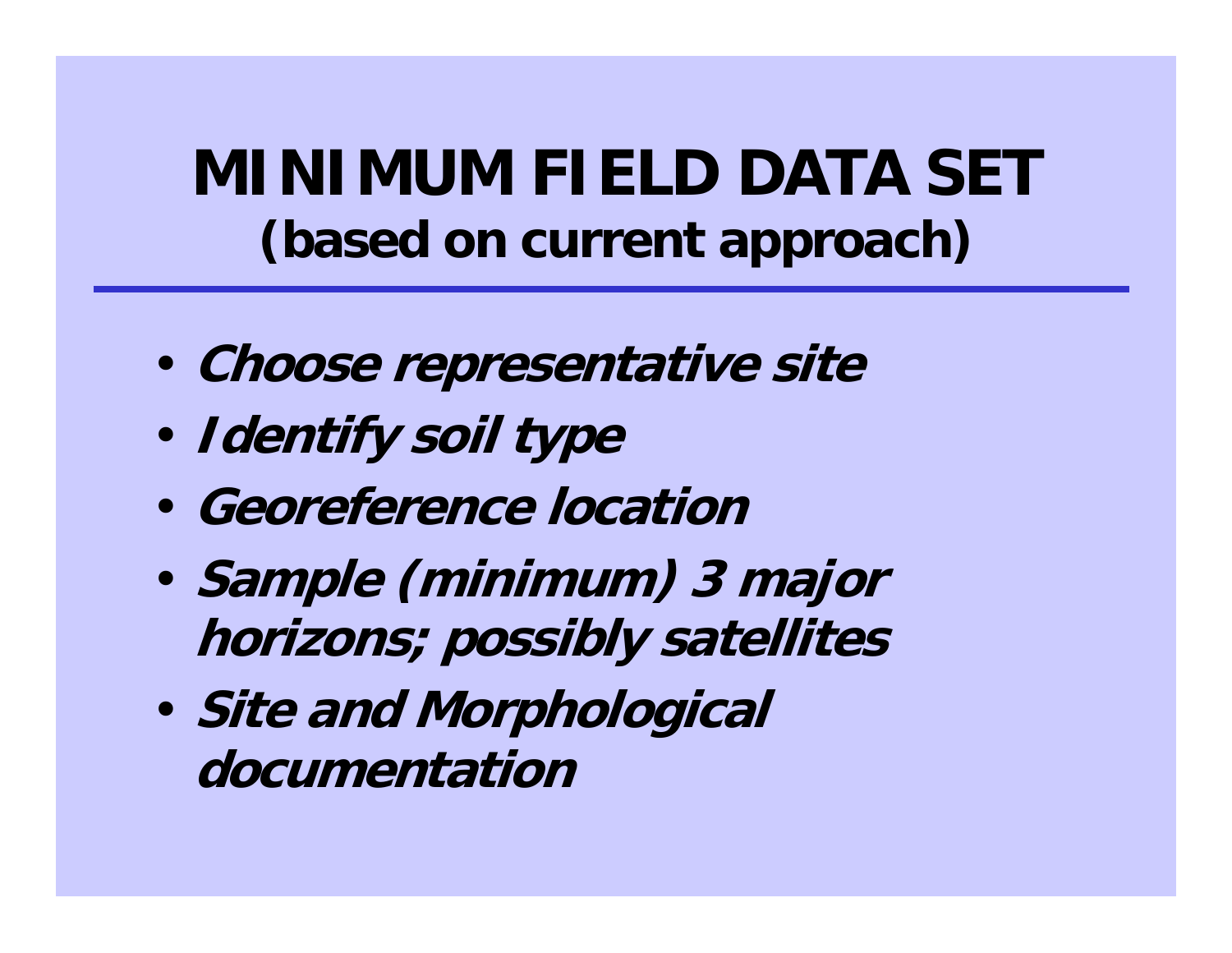# MINIMUM FIELD DATA SET
## (based on current approach)

- ***Choose representative site***
- ***Identify soil type***
- ***Georeference location***
- ***Sample (minimum) 3 major horizons; possibly satellites***
- ***Site and Morphological documentation***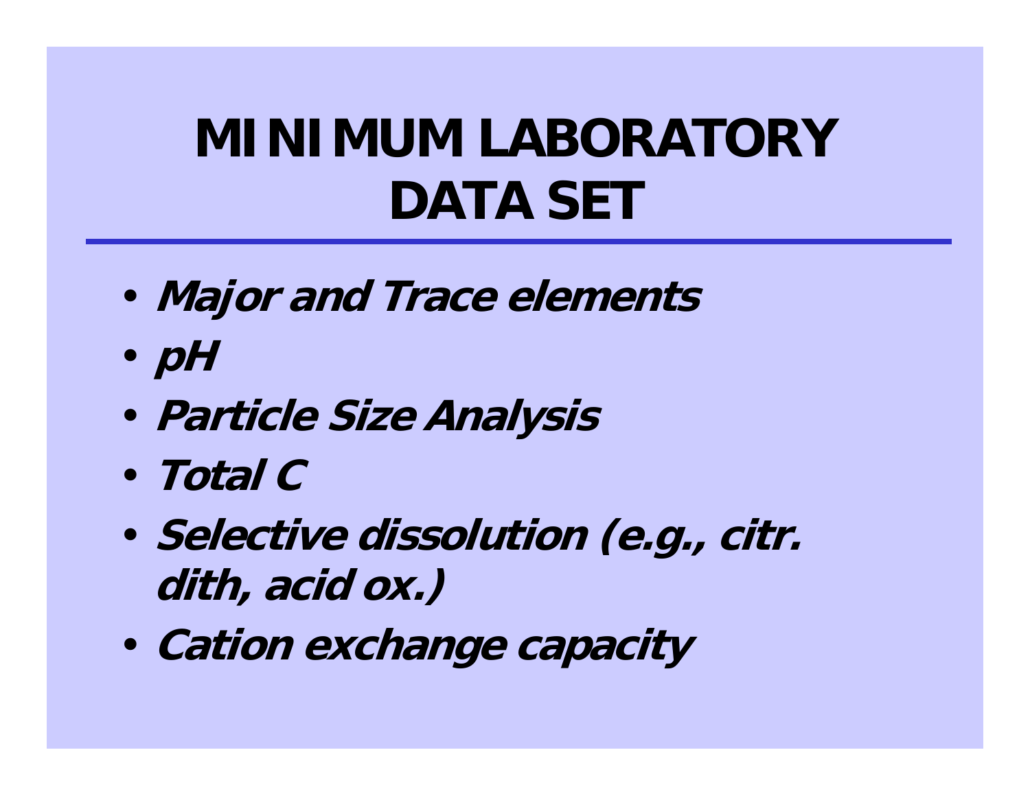# MINIMUM LABORATORY DATA SET

- ***Major and Trace elements***
- ***pH***
- ***Particle Size Analysis***
- ***Total C***
- ***Selective dissolution (e.g., citr. dith, acid ox.)***
- ***Cation exchange capacity***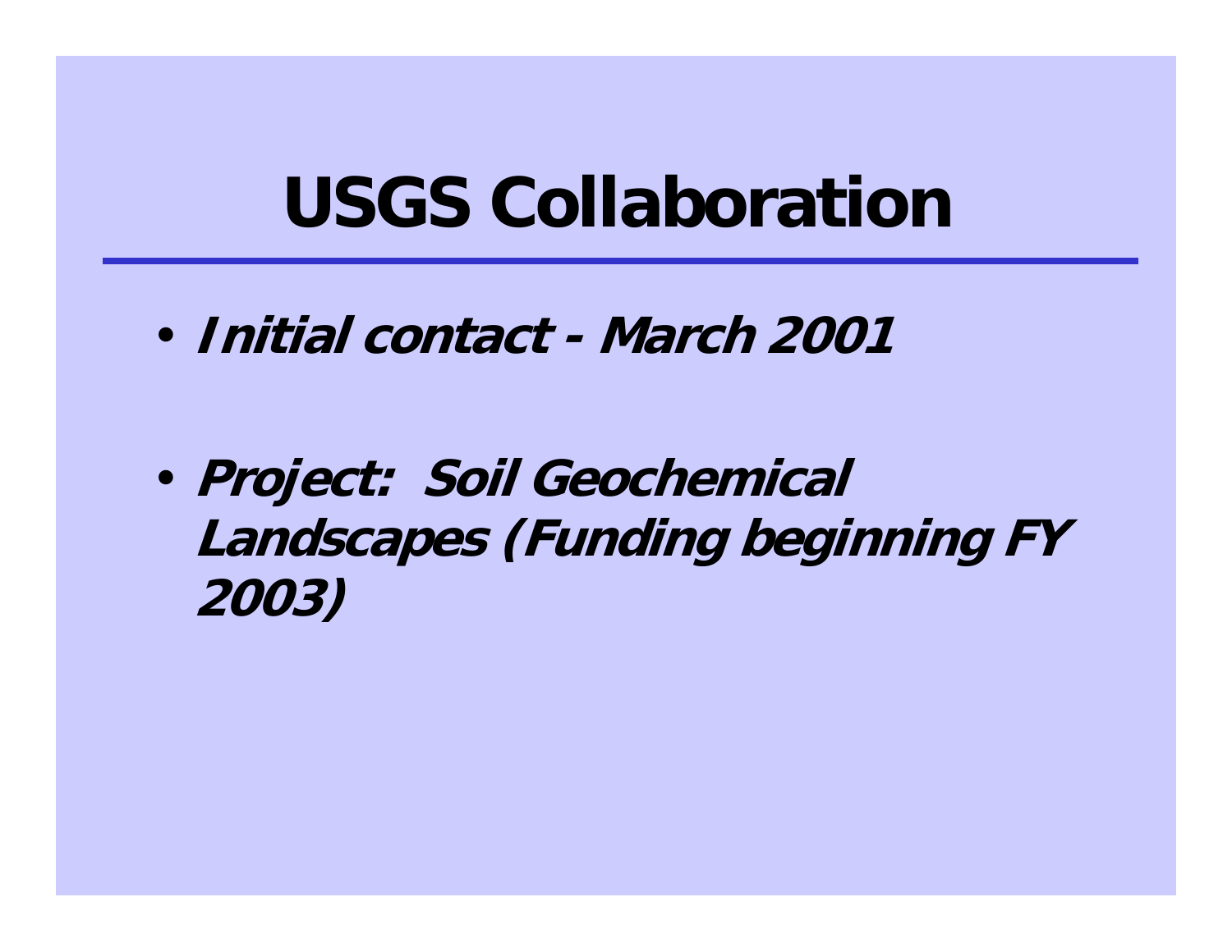# USGS Collaboration

- ***Initial contact - March 2001***
- ***Project: Soil Geochemical Landscapes (Funding beginning FY 2003)***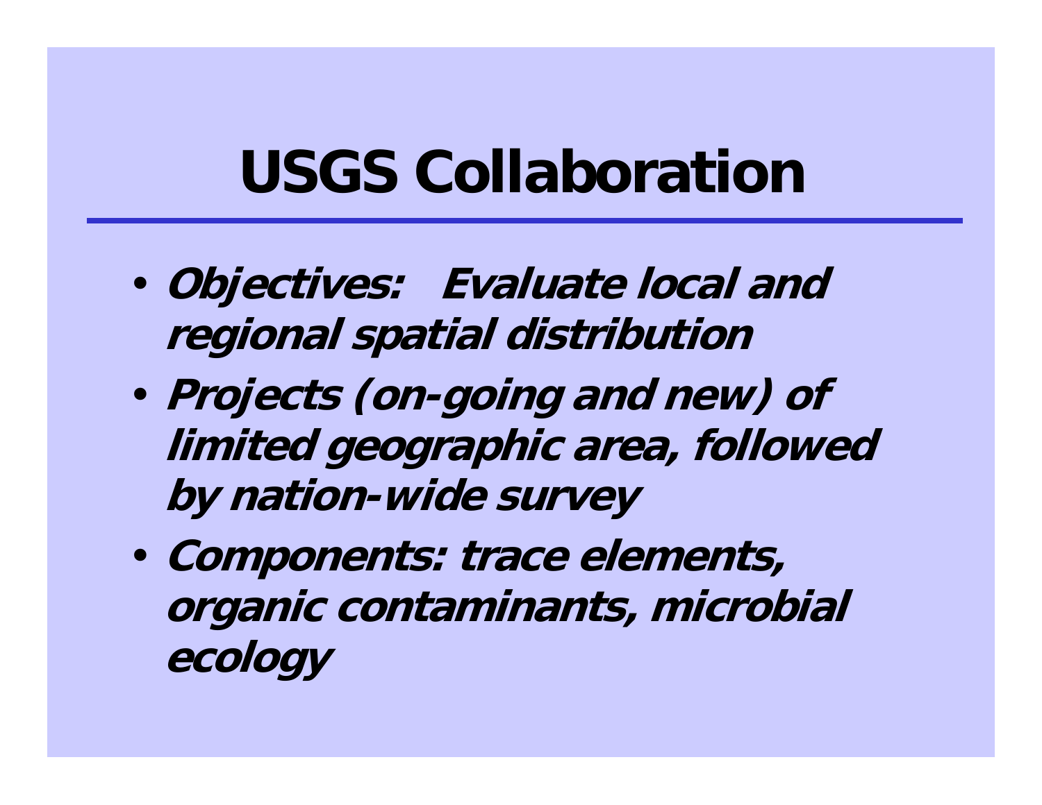# USGS Collaboration

- ***Objectives: Evaluate local and regional spatial distribution***
- ***Projects (on-going and new) of limited geographic area, followed by nation-wide survey***
- ***Components: trace elements, organic contaminants, microbial ecology***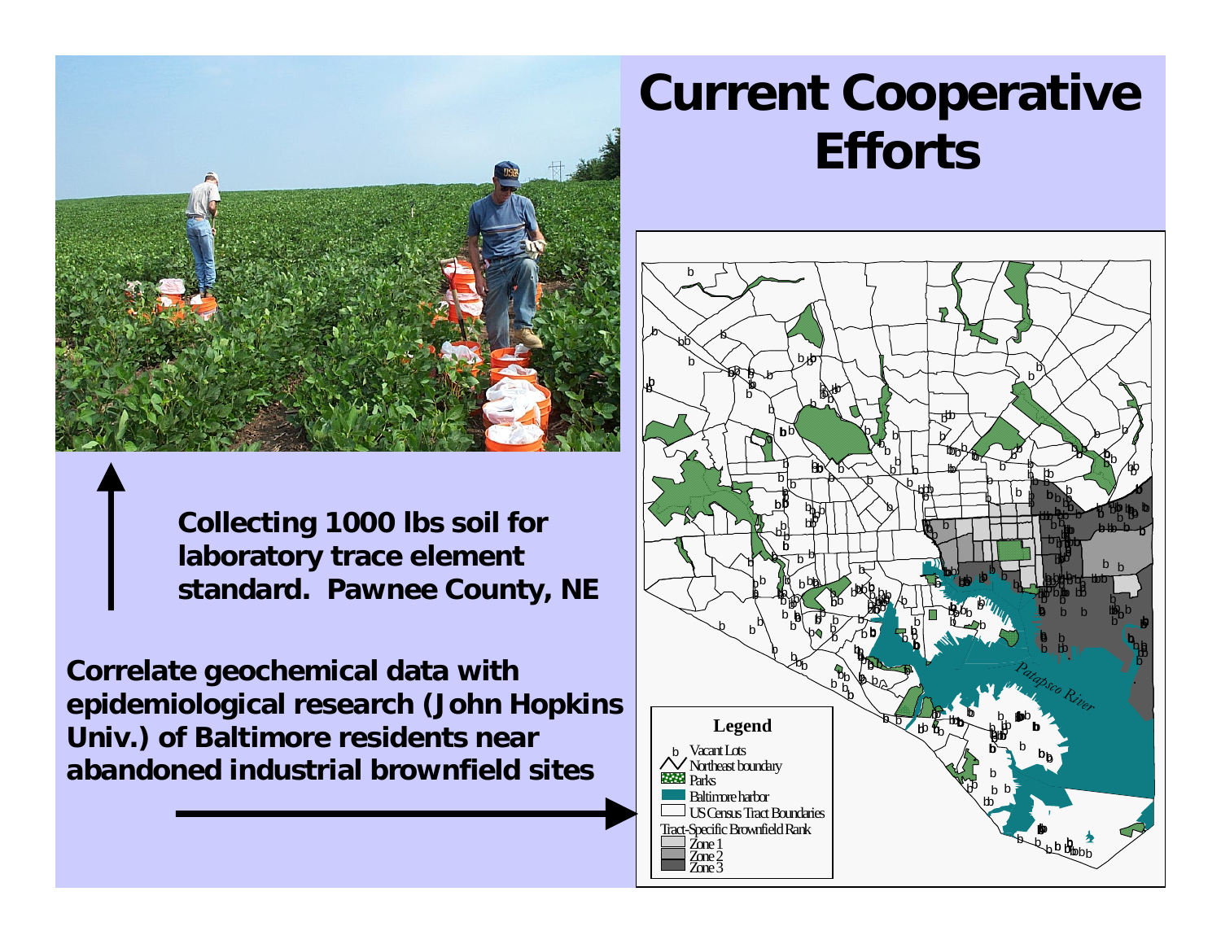# Current Cooperative Efforts

**Collecting 1000 lbs soil for laboratory trace element standard. Pawnee County, NE**

**Correlate geochemical data with epidemiological research (John Hopkins Univ.) of Baltimore residents near abandoned industrial brownfield sites**

Legend
- b Vacant Lots
- Northeast boundary
- Parks
- Baltimore harbor
- US Census Tract Boundaries

Tract-Specific Brownfield Rank
- Zone 1
- Zone 2
- Zone 3

Patapsco River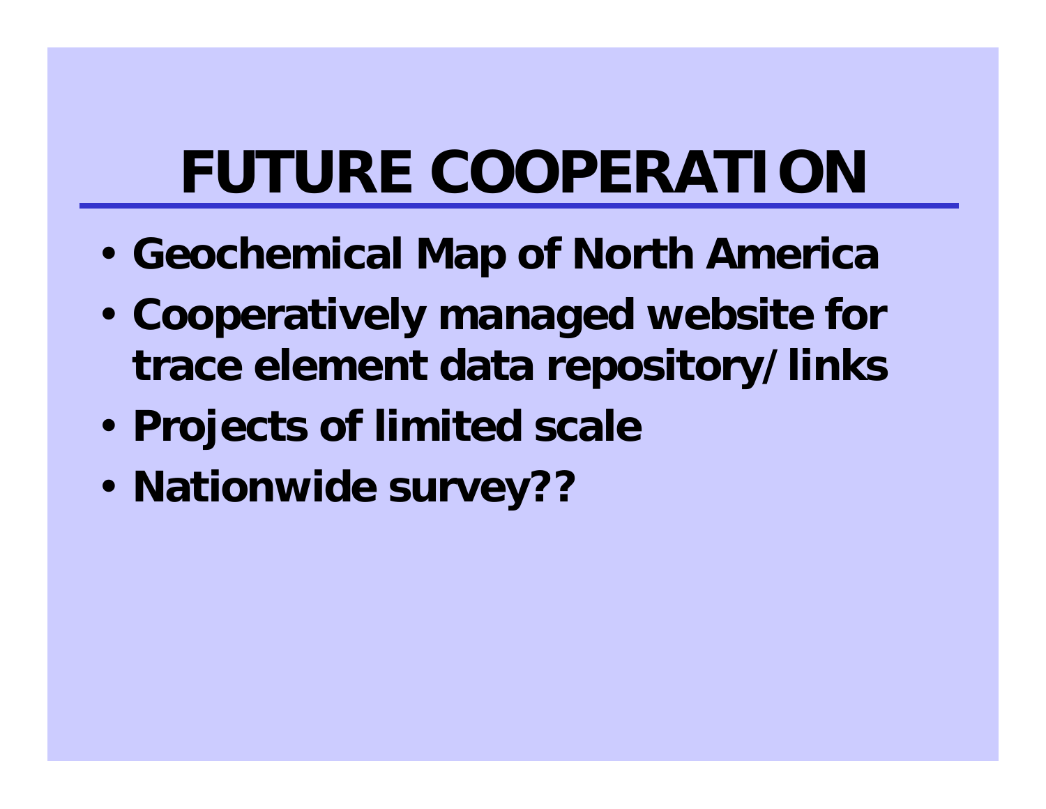# FUTURE COOPERATION

- Geochemical Map of North America
- Cooperatively managed website for trace element data repository/links
- Projects of limited scale
- Nationwide survey??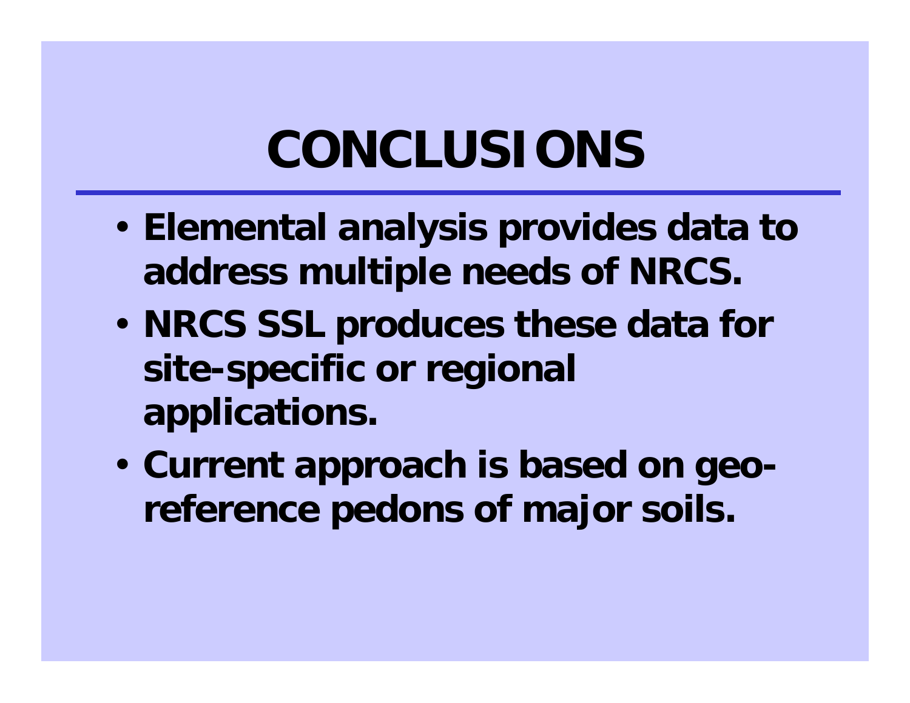# CONCLUSIONS

- **Elemental analysis provides data to address multiple needs of NRCS.**
- **NRCS SSL produces these data for site-specific or regional applications.**
- **Current approach is based on geo-reference pedons of major soils.**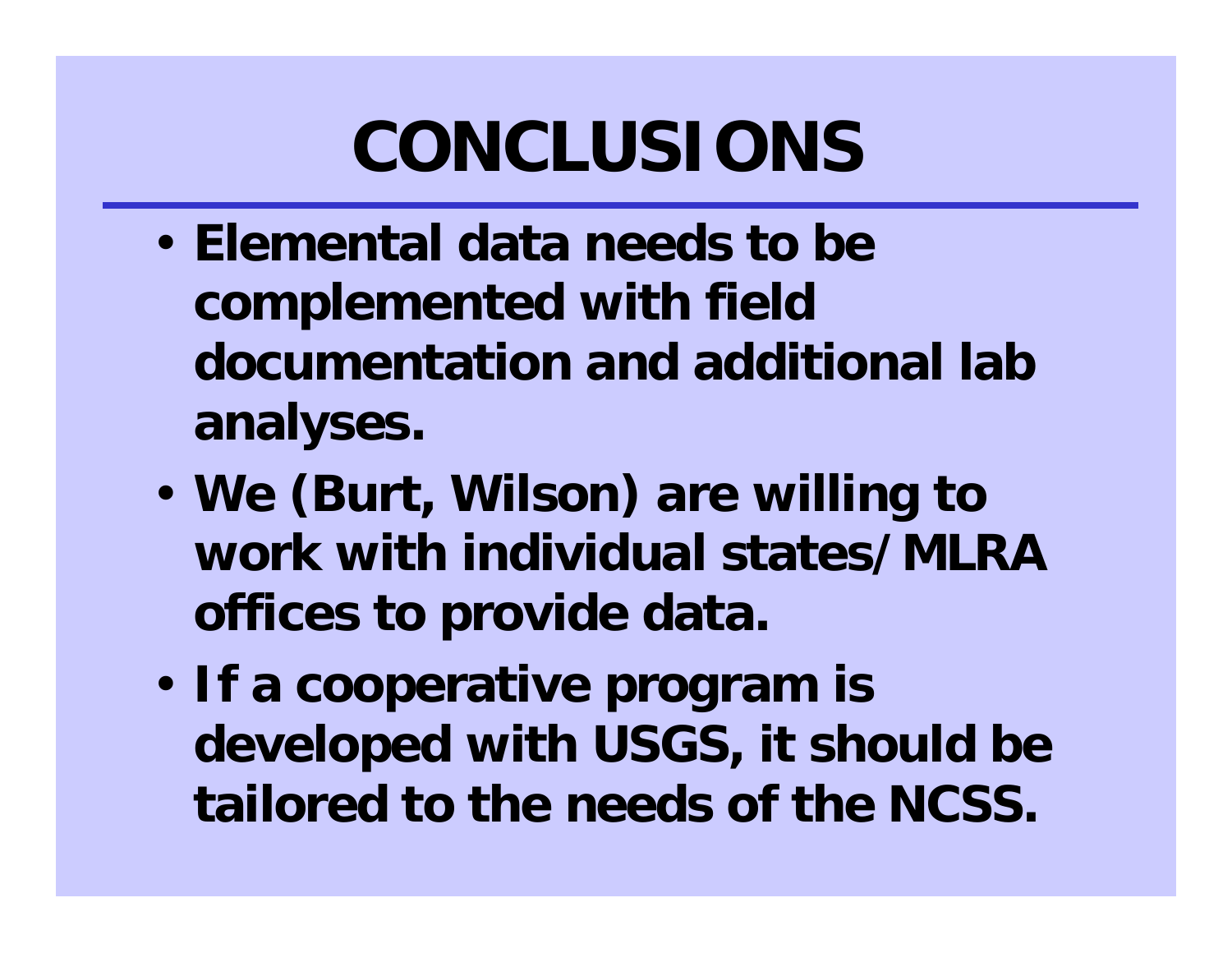# CONCLUSIONS

- Elemental data needs to be complemented with field documentation and additional lab analyses.
- We (Burt, Wilson) are willing to work with individual states/MLRA offices to provide data.
- If a cooperative program is developed with USGS, it should be tailored to the needs of the NCSS.